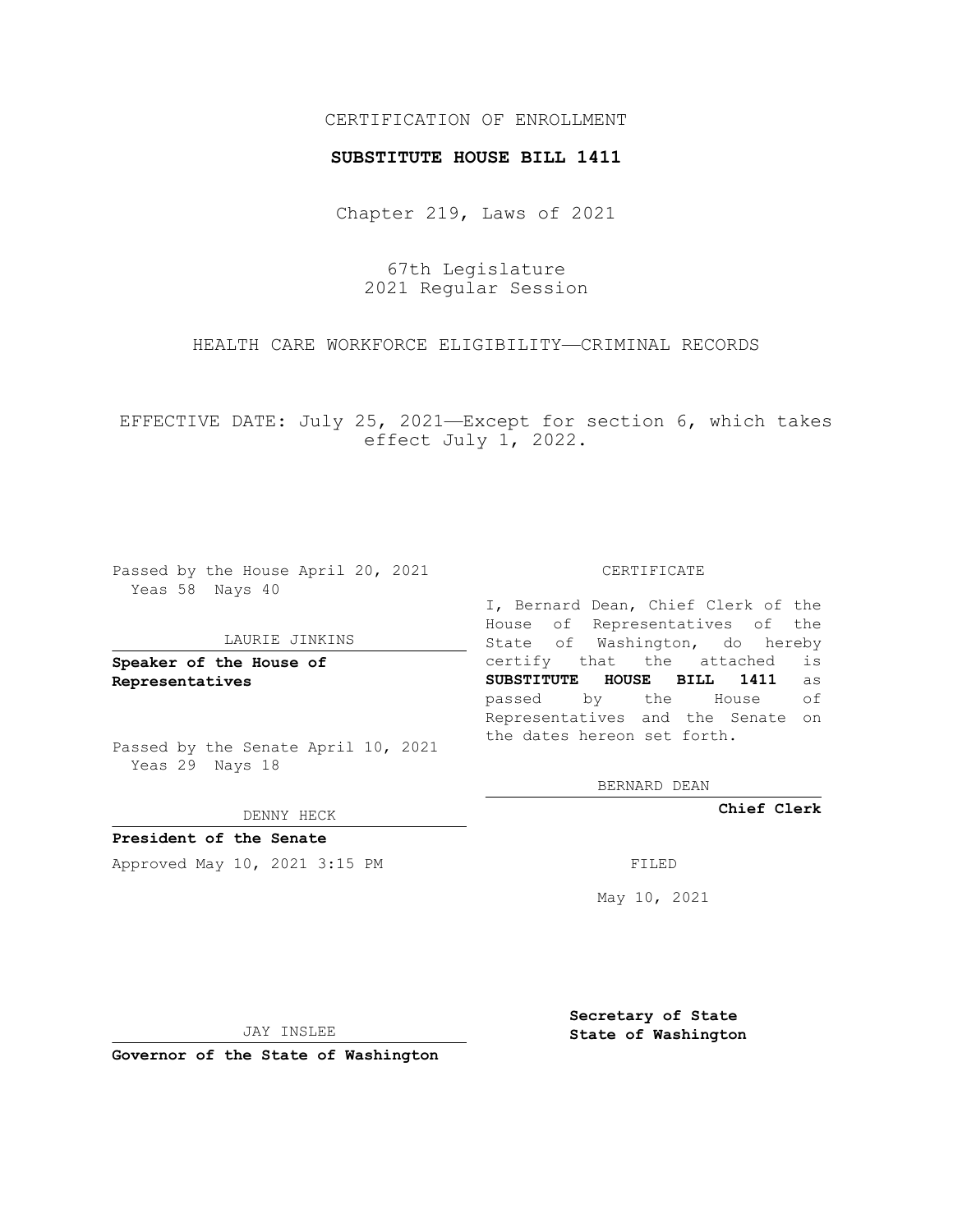CERTIFICATION OF ENROLLMENT

**SUBSTITUTE HOUSE BILL 1411**

Chapter 219, Laws of 2021

67th Legislature
2021 Regular Session

HEALTH CARE WORKFORCE ELIGIBILITY—CRIMINAL RECORDS

EFFECTIVE DATE: July 25, 2021—Except for section 6, which takes effect July 1, 2022.

Passed by the House April 20, 2021
Yeas 58 Nays 40

LAURIE JINKINS

**Speaker of the House of Representatives**

Passed by the Senate April 10, 2021
Yeas 29 Nays 18

DENNY HECK

**President of the Senate**

Approved May 10, 2021 3:15 PM

JAY INSLEE

**Governor of the State of Washington**

CERTIFICATE

I, Bernard Dean, Chief Clerk of the House of Representatives of the State of Washington, do hereby certify that the attached is **SUBSTITUTE HOUSE BILL 1411** as passed by the House of Representatives and the Senate on the dates hereon set forth.

BERNARD DEAN

**Chief Clerk**

FILED

May 10, 2021

**Secretary of State**
**State of Washington**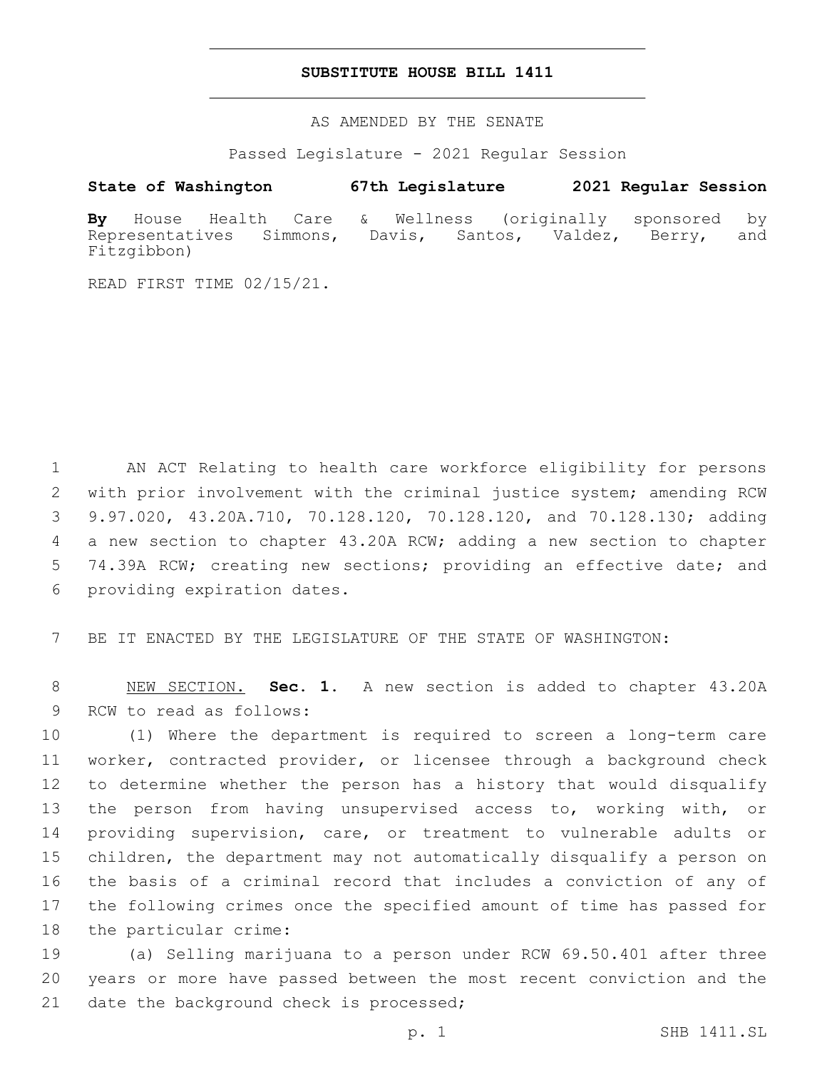# SUBSTITUTE HOUSE BILL 1411

AS AMENDED BY THE SENATE

Passed Legislature - 2021 Regular Session

**State of Washington 67th Legislature 2021 Regular Session**

**By** House Health Care & Wellness (originally sponsored by Representatives Simmons, Davis, Santos, Valdez, Berry, and Fitzgibbon)

READ FIRST TIME 02/15/21.

AN ACT Relating to health care workforce eligibility for persons with prior involvement with the criminal justice system; amending RCW 9.97.020, 43.20A.710, 70.128.120, 70.128.120, and 70.128.130; adding a new section to chapter 43.20A RCW; adding a new section to chapter 74.39A RCW; creating new sections; providing an effective date; and providing expiration dates.

BE IT ENACTED BY THE LEGISLATURE OF THE STATE OF WASHINGTON:

NEW SECTION. **Sec. 1.** A new section is added to chapter 43.20A RCW to read as follows:

(1) Where the department is required to screen a long-term care worker, contracted provider, or licensee through a background check to determine whether the person has a history that would disqualify the person from having unsupervised access to, working with, or providing supervision, care, or treatment to vulnerable adults or children, the department may not automatically disqualify a person on the basis of a criminal record that includes a conviction of any of the following crimes once the specified amount of time has passed for the particular crime:

(a) Selling marijuana to a person under RCW 69.50.401 after three years or more have passed between the most recent conviction and the date the background check is processed;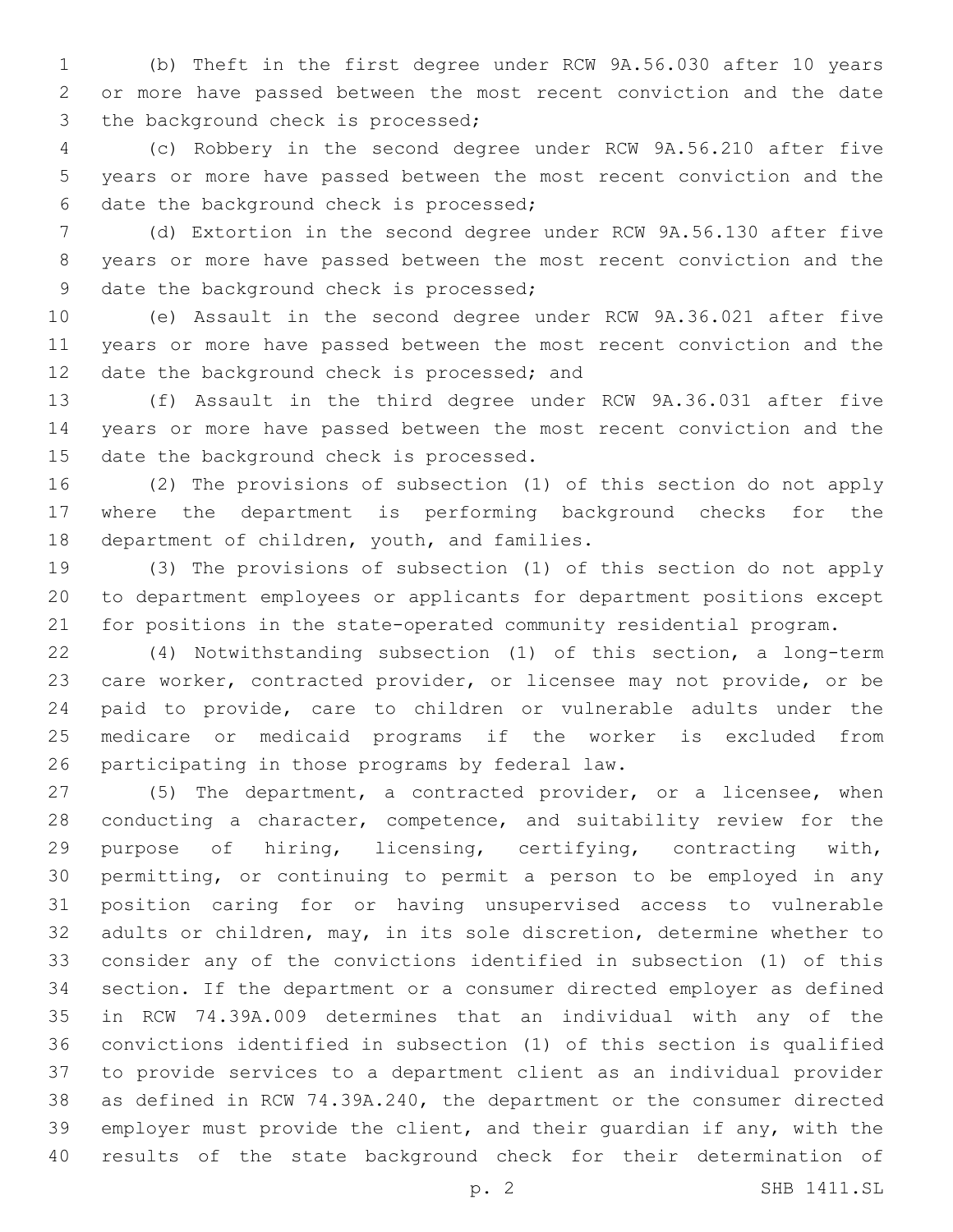(b) Theft in the first degree under RCW 9A.56.030 after 10 years or more have passed between the most recent conviction and the date the background check is processed;

(c) Robbery in the second degree under RCW 9A.56.210 after five years or more have passed between the most recent conviction and the date the background check is processed;

(d) Extortion in the second degree under RCW 9A.56.130 after five years or more have passed between the most recent conviction and the date the background check is processed;

(e) Assault in the second degree under RCW 9A.36.021 after five years or more have passed between the most recent conviction and the date the background check is processed; and

(f) Assault in the third degree under RCW 9A.36.031 after five years or more have passed between the most recent conviction and the date the background check is processed.

(2) The provisions of subsection (1) of this section do not apply where the department is performing background checks for the department of children, youth, and families.

(3) The provisions of subsection (1) of this section do not apply to department employees or applicants for department positions except for positions in the state-operated community residential program.

(4) Notwithstanding subsection (1) of this section, a long-term care worker, contracted provider, or licensee may not provide, or be paid to provide, care to children or vulnerable adults under the medicare or medicaid programs if the worker is excluded from participating in those programs by federal law.

(5) The department, a contracted provider, or a licensee, when conducting a character, competence, and suitability review for the purpose of hiring, licensing, certifying, contracting with, permitting, or continuing to permit a person to be employed in any position caring for or having unsupervised access to vulnerable adults or children, may, in its sole discretion, determine whether to consider any of the convictions identified in subsection (1) of this section. If the department or a consumer directed employer as defined in RCW 74.39A.009 determines that an individual with any of the convictions identified in subsection (1) of this section is qualified to provide services to a department client as an individual provider as defined in RCW 74.39A.240, the department or the consumer directed employer must provide the client, and their guardian if any, with the results of the state background check for their determination of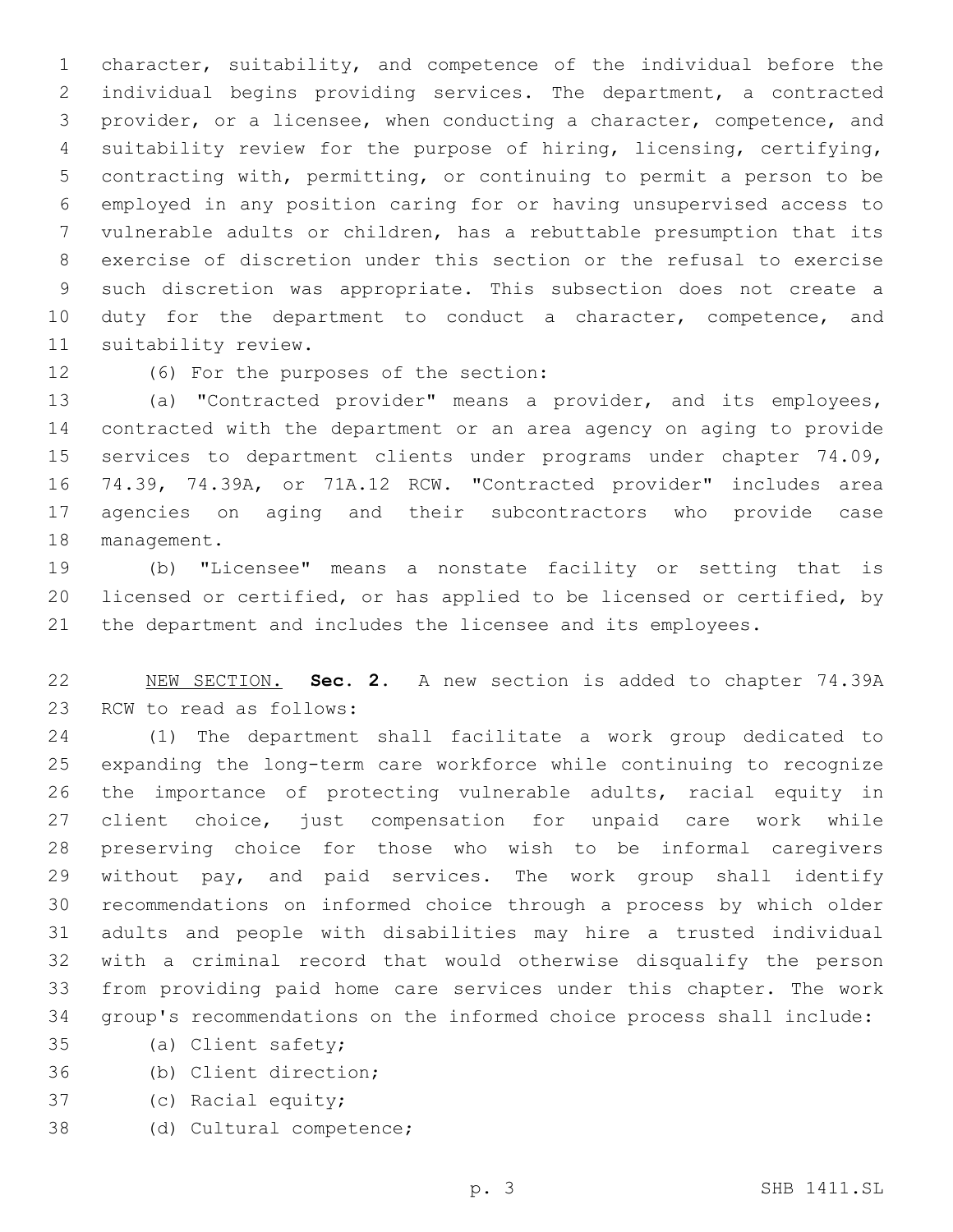character, suitability, and competence of the individual before the individual begins providing services. The department, a contracted provider, or a licensee, when conducting a character, competence, and suitability review for the purpose of hiring, licensing, certifying, contracting with, permitting, or continuing to permit a person to be employed in any position caring for or having unsupervised access to vulnerable adults or children, has a rebuttable presumption that its exercise of discretion under this section or the refusal to exercise such discretion was appropriate. This subsection does not create a duty for the department to conduct a character, competence, and suitability review.

(6) For the purposes of the section:

(a) "Contracted provider" means a provider, and its employees, contracted with the department or an area agency on aging to provide services to department clients under programs under chapter 74.09, 74.39, 74.39A, or 71A.12 RCW. "Contracted provider" includes area agencies on aging and their subcontractors who provide case management.

(b) "Licensee" means a nonstate facility or setting that is licensed or certified, or has applied to be licensed or certified, by the department and includes the licensee and its employees.

NEW SECTION. **Sec. 2.** A new section is added to chapter 74.39A RCW to read as follows:

(1) The department shall facilitate a work group dedicated to expanding the long-term care workforce while continuing to recognize the importance of protecting vulnerable adults, racial equity in client choice, just compensation for unpaid care work while preserving choice for those who wish to be informal caregivers without pay, and paid services. The work group shall identify recommendations on informed choice through a process by which older adults and people with disabilities may hire a trusted individual with a criminal record that would otherwise disqualify the person from providing paid home care services under this chapter. The work group's recommendations on the informed choice process shall include:

(a) Client safety;

(b) Client direction;

(c) Racial equity;

(d) Cultural competence;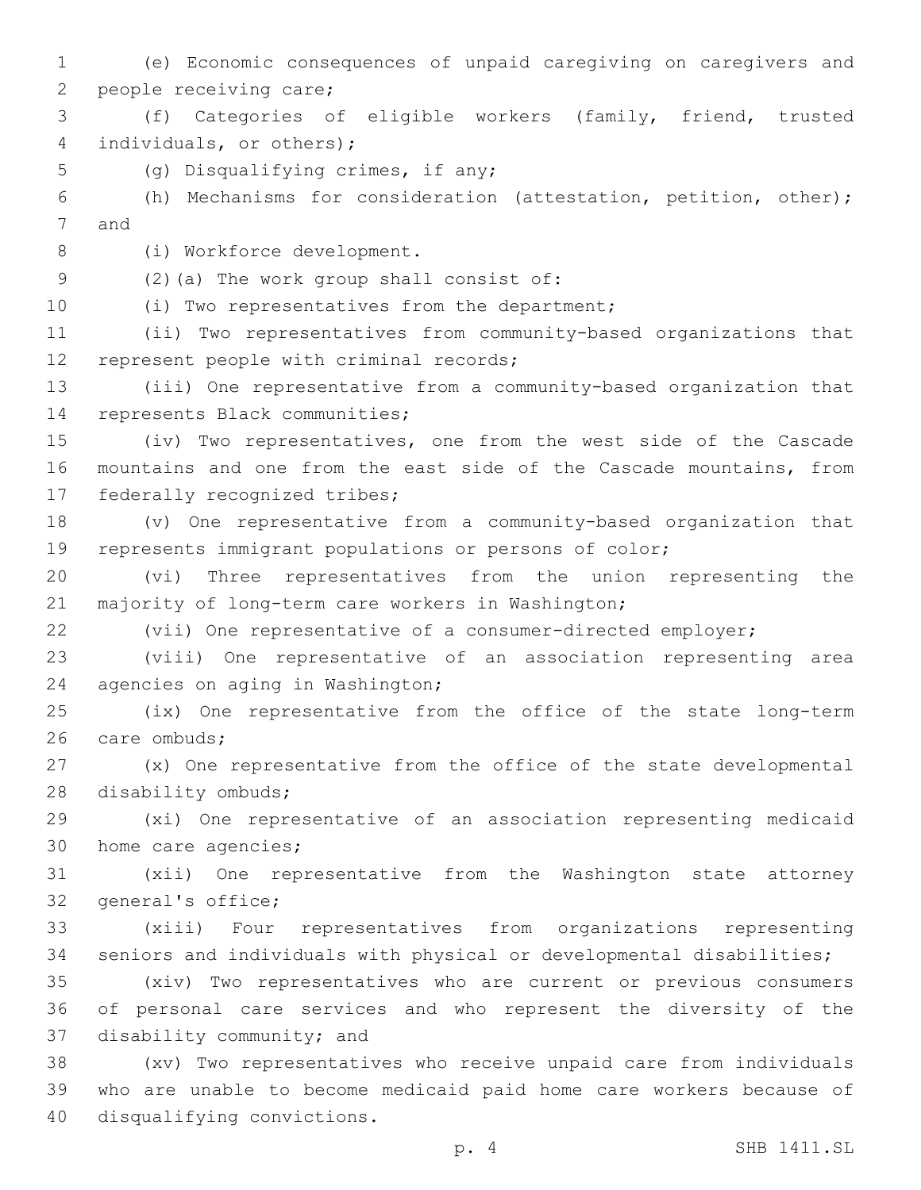(e) Economic consequences of unpaid caregiving on caregivers and people receiving care;

(f) Categories of eligible workers (family, friend, trusted individuals, or others);

(g) Disqualifying crimes, if any;

(h) Mechanisms for consideration (attestation, petition, other); and

(i) Workforce development.

(2)(a) The work group shall consist of:

(i) Two representatives from the department;

(ii) Two representatives from community-based organizations that represent people with criminal records;

(iii) One representative from a community-based organization that represents Black communities;

(iv) Two representatives, one from the west side of the Cascade mountains and one from the east side of the Cascade mountains, from federally recognized tribes;

(v) One representative from a community-based organization that represents immigrant populations or persons of color;

(vi) Three representatives from the union representing the majority of long-term care workers in Washington;

(vii) One representative of a consumer-directed employer;

(viii) One representative of an association representing area agencies on aging in Washington;

(ix) One representative from the office of the state long-term care ombuds;

(x) One representative from the office of the state developmental disability ombuds;

(xi) One representative of an association representing medicaid home care agencies;

(xii) One representative from the Washington state attorney general's office;

(xiii) Four representatives from organizations representing seniors and individuals with physical or developmental disabilities;

(xiv) Two representatives who are current or previous consumers of personal care services and who represent the diversity of the disability community; and

(xv) Two representatives who receive unpaid care from individuals who are unable to become medicaid paid home care workers because of disqualifying convictions.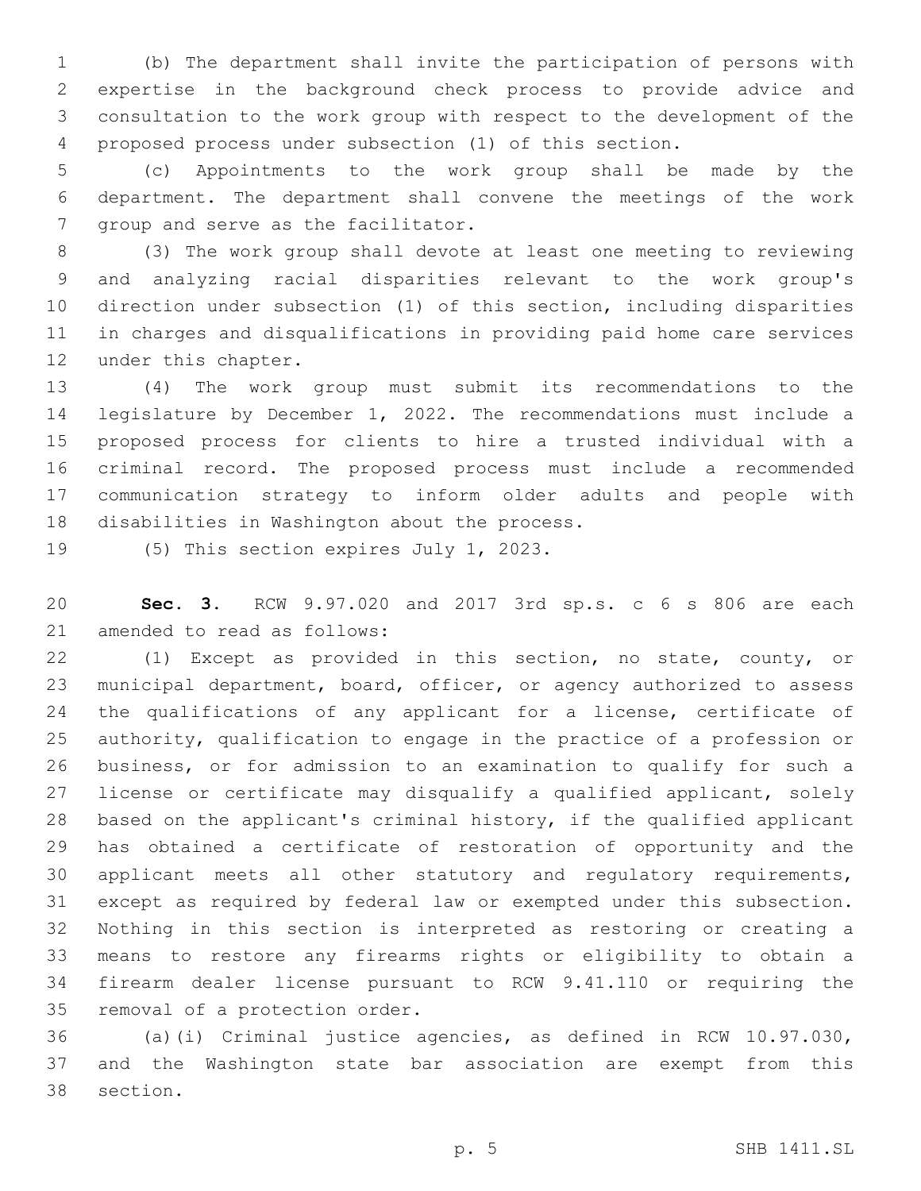(b) The department shall invite the participation of persons with expertise in the background check process to provide advice and consultation to the work group with respect to the development of the proposed process under subsection (1) of this section.

(c) Appointments to the work group shall be made by the department. The department shall convene the meetings of the work group and serve as the facilitator.

(3) The work group shall devote at least one meeting to reviewing and analyzing racial disparities relevant to the work group's direction under subsection (1) of this section, including disparities in charges and disqualifications in providing paid home care services under this chapter.

(4) The work group must submit its recommendations to the legislature by December 1, 2022. The recommendations must include a proposed process for clients to hire a trusted individual with a criminal record. The proposed process must include a recommended communication strategy to inform older adults and people with disabilities in Washington about the process.

(5) This section expires July 1, 2023.

**Sec. 3.** RCW 9.97.020 and 2017 3rd sp.s. c 6 s 806 are each amended to read as follows:

(1) Except as provided in this section, no state, county, or municipal department, board, officer, or agency authorized to assess the qualifications of any applicant for a license, certificate of authority, qualification to engage in the practice of a profession or business, or for admission to an examination to qualify for such a license or certificate may disqualify a qualified applicant, solely based on the applicant's criminal history, if the qualified applicant has obtained a certificate of restoration of opportunity and the applicant meets all other statutory and regulatory requirements, except as required by federal law or exempted under this subsection. Nothing in this section is interpreted as restoring or creating a means to restore any firearms rights or eligibility to obtain a firearm dealer license pursuant to RCW 9.41.110 or requiring the removal of a protection order.

(a)(i) Criminal justice agencies, as defined in RCW 10.97.030, and the Washington state bar association are exempt from this section.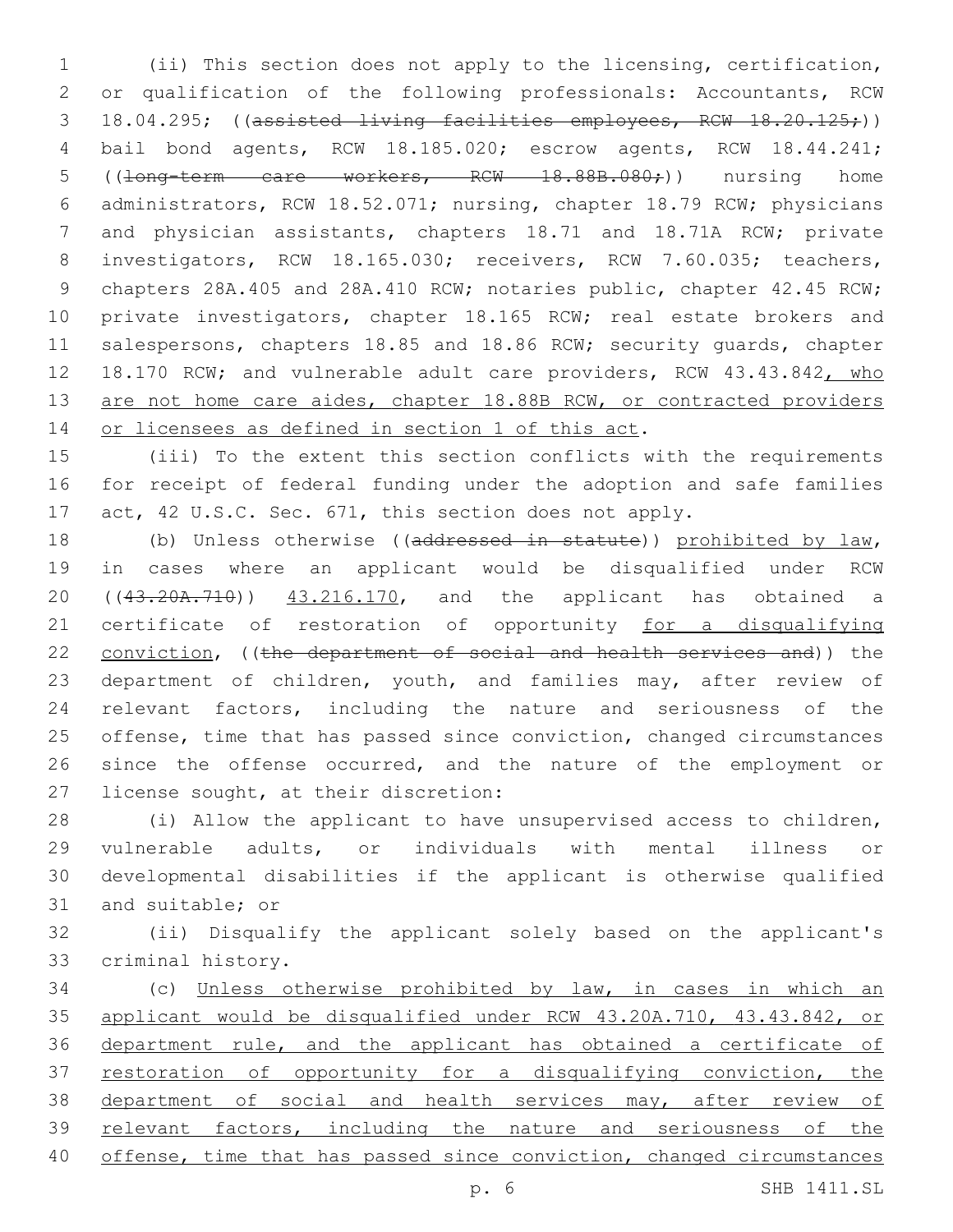(ii) This section does not apply to the licensing, certification, or qualification of the following professionals: Accountants, RCW 18.04.295; ((~~assisted living facilities employees, RCW 18.20.125;~~)) bail bond agents, RCW 18.185.020; escrow agents, RCW 18.44.241; ((~~long-term care workers, RCW 18.88B.080;~~)) nursing home administrators, RCW 18.52.071; nursing, chapter 18.79 RCW; physicians and physician assistants, chapters 18.71 and 18.71A RCW; private investigators, RCW 18.165.030; receivers, RCW 7.60.035; teachers, chapters 28A.405 and 28A.410 RCW; notaries public, chapter 42.45 RCW; private investigators, chapter 18.165 RCW; real estate brokers and salespersons, chapters 18.85 and 18.86 RCW; security guards, chapter 18.170 RCW; and vulnerable adult care providers, RCW 43.43.842<u>, who are not home care aides, chapter 18.88B RCW, or contracted providers or licensees as defined in section 1 of this act</u>.

(iii) To the extent this section conflicts with the requirements for receipt of federal funding under the adoption and safe families act, 42 U.S.C. Sec. 671, this section does not apply.

(b) Unless otherwise ((~~addressed in statute~~)) <u>prohibited by law</u>, in cases where an applicant would be disqualified under RCW ((~~43.20A.710~~)) <u>43.216.170</u>, and the applicant has obtained a certificate of restoration of opportunity <u>for a disqualifying conviction</u>, ((~~the department of social and health services and~~)) the department of children, youth, and families may, after review of relevant factors, including the nature and seriousness of the offense, time that has passed since conviction, changed circumstances since the offense occurred, and the nature of the employment or license sought, at their discretion:

(i) Allow the applicant to have unsupervised access to children, vulnerable adults, or individuals with mental illness or developmental disabilities if the applicant is otherwise qualified and suitable; or

(ii) Disqualify the applicant solely based on the applicant's criminal history.

(c) <u>Unless otherwise prohibited by law, in cases in which an applicant would be disqualified under RCW 43.20A.710, 43.43.842, or department rule, and the applicant has obtained a certificate of restoration of opportunity for a disqualifying conviction, the department of social and health services may, after review of relevant factors, including the nature and seriousness of the offense, time that has passed since conviction, changed circumstances</u>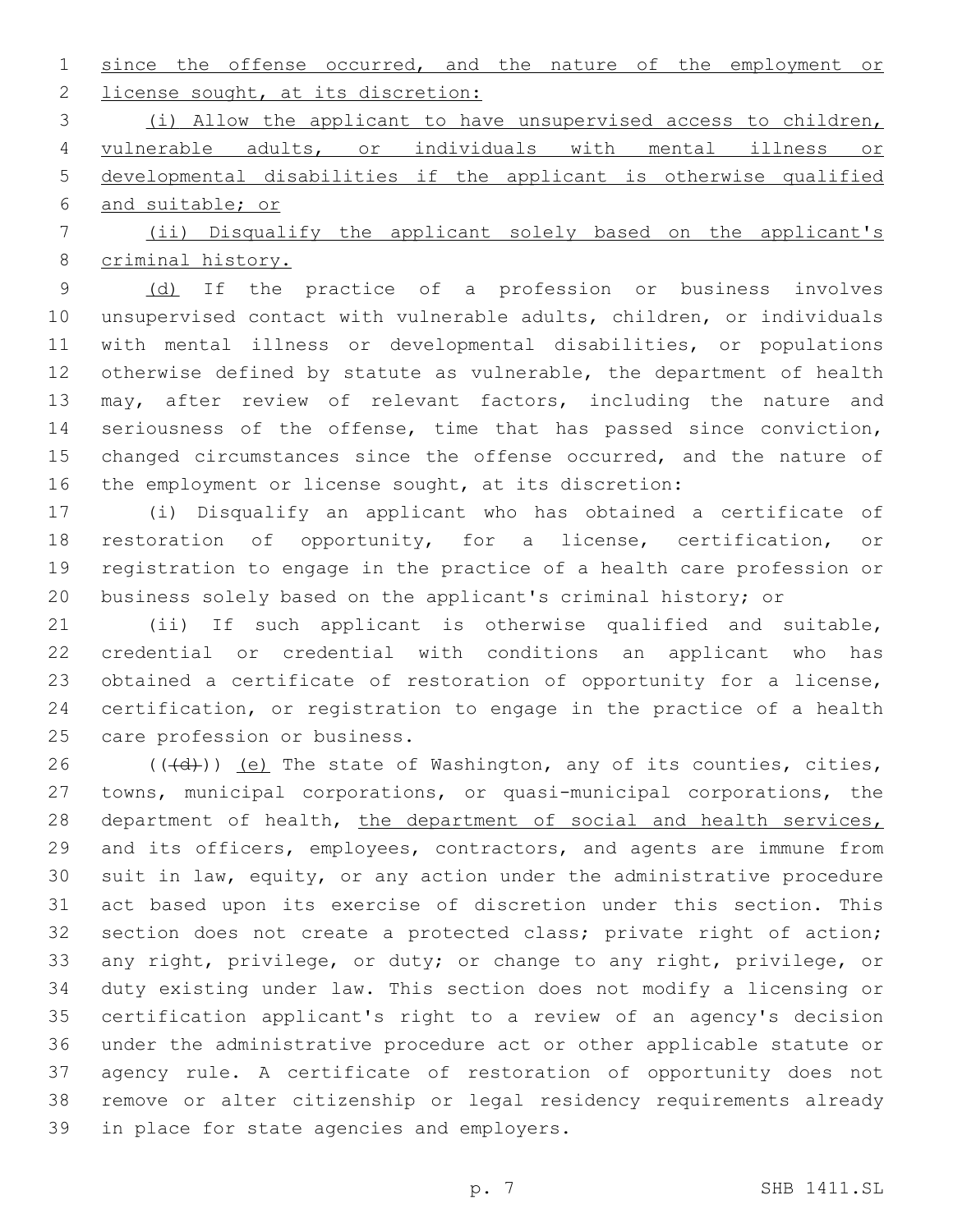since the offense occurred, and the nature of the employment or license sought, at its discretion:

(i) Allow the applicant to have unsupervised access to children, vulnerable adults, or individuals with mental illness or developmental disabilities if the applicant is otherwise qualified and suitable; or

(ii) Disqualify the applicant solely based on the applicant's criminal history.

(d) If the practice of a profession or business involves unsupervised contact with vulnerable adults, children, or individuals with mental illness or developmental disabilities, or populations otherwise defined by statute as vulnerable, the department of health may, after review of relevant factors, including the nature and seriousness of the offense, time that has passed since conviction, changed circumstances since the offense occurred, and the nature of the employment or license sought, at its discretion:

(i) Disqualify an applicant who has obtained a certificate of restoration of opportunity, for a license, certification, or registration to engage in the practice of a health care profession or business solely based on the applicant's criminal history; or

(ii) If such applicant is otherwise qualified and suitable, credential or credential with conditions an applicant who has obtained a certificate of restoration of opportunity for a license, certification, or registration to engage in the practice of a health care profession or business.

(((d))) (e) The state of Washington, any of its counties, cities, towns, municipal corporations, or quasi-municipal corporations, the department of health, the department of social and health services, and its officers, employees, contractors, and agents are immune from suit in law, equity, or any action under the administrative procedure act based upon its exercise of discretion under this section. This section does not create a protected class; private right of action; any right, privilege, or duty; or change to any right, privilege, or duty existing under law. This section does not modify a licensing or certification applicant's right to a review of an agency's decision under the administrative procedure act or other applicable statute or agency rule. A certificate of restoration of opportunity does not remove or alter citizenship or legal residency requirements already in place for state agencies and employers.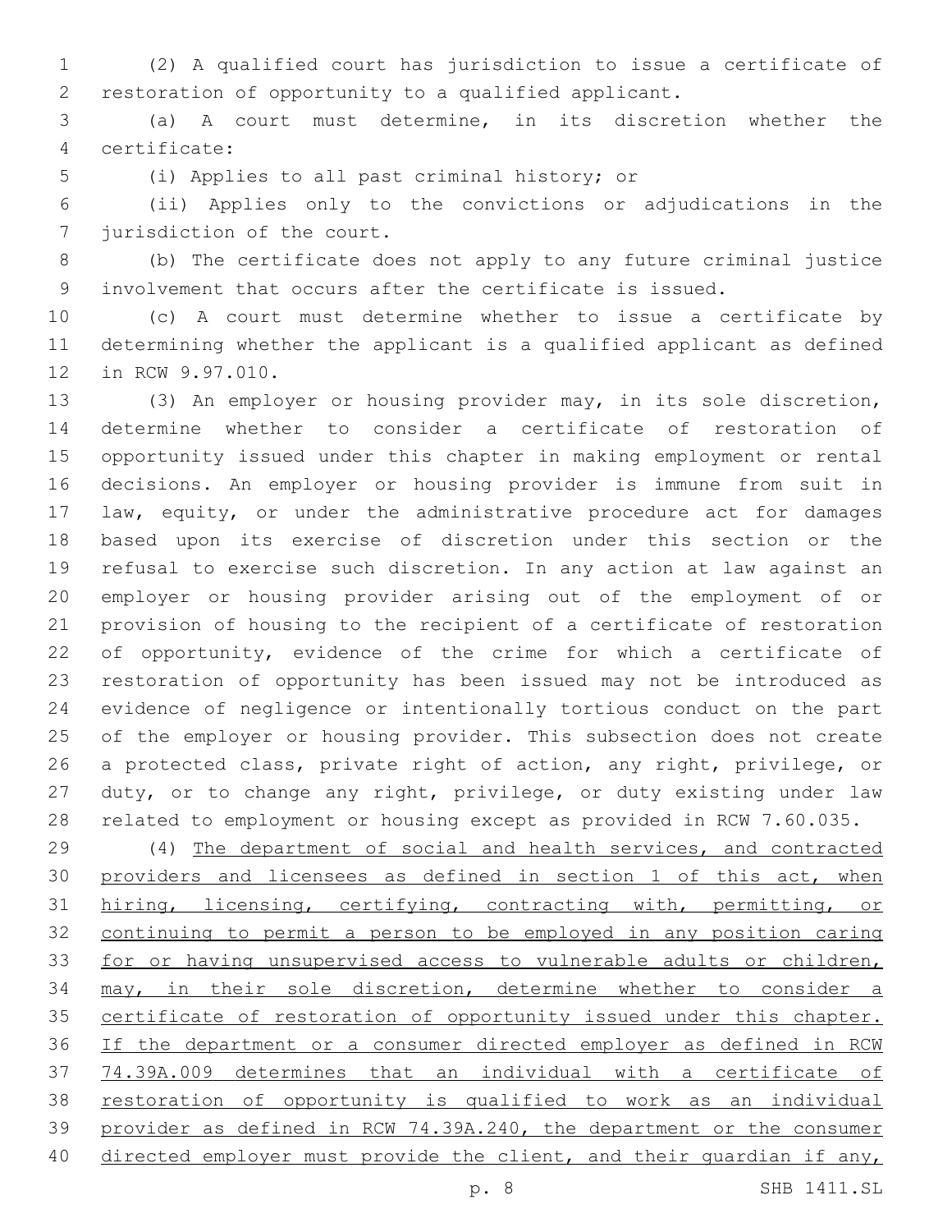(2) A qualified court has jurisdiction to issue a certificate of restoration of opportunity to a qualified applicant.

(a) A court must determine, in its discretion whether the certificate:

(i) Applies to all past criminal history; or

(ii) Applies only to the convictions or adjudications in the jurisdiction of the court.

(b) The certificate does not apply to any future criminal justice involvement that occurs after the certificate is issued.

(c) A court must determine whether to issue a certificate by determining whether the applicant is a qualified applicant as defined in RCW 9.97.010.

(3) An employer or housing provider may, in its sole discretion, determine whether to consider a certificate of restoration of opportunity issued under this chapter in making employment or rental decisions. An employer or housing provider is immune from suit in law, equity, or under the administrative procedure act for damages based upon its exercise of discretion under this section or the refusal to exercise such discretion. In any action at law against an employer or housing provider arising out of the employment of or provision of housing to the recipient of a certificate of restoration of opportunity, evidence of the crime for which a certificate of restoration of opportunity has been issued may not be introduced as evidence of negligence or intentionally tortious conduct on the part of the employer or housing provider. This subsection does not create a protected class, private right of action, any right, privilege, or duty, or to change any right, privilege, or duty existing under law related to employment or housing except as provided in RCW 7.60.035.

(4) The department of social and health services, and contracted providers and licensees as defined in section 1 of this act, when hiring, licensing, certifying, contracting with, permitting, or continuing to permit a person to be employed in any position caring for or having unsupervised access to vulnerable adults or children, may, in their sole discretion, determine whether to consider a certificate of restoration of opportunity issued under this chapter. If the department or a consumer directed employer as defined in RCW 74.39A.009 determines that an individual with a certificate of restoration of opportunity is qualified to work as an individual provider as defined in RCW 74.39A.240, the department or the consumer directed employer must provide the client, and their guardian if any,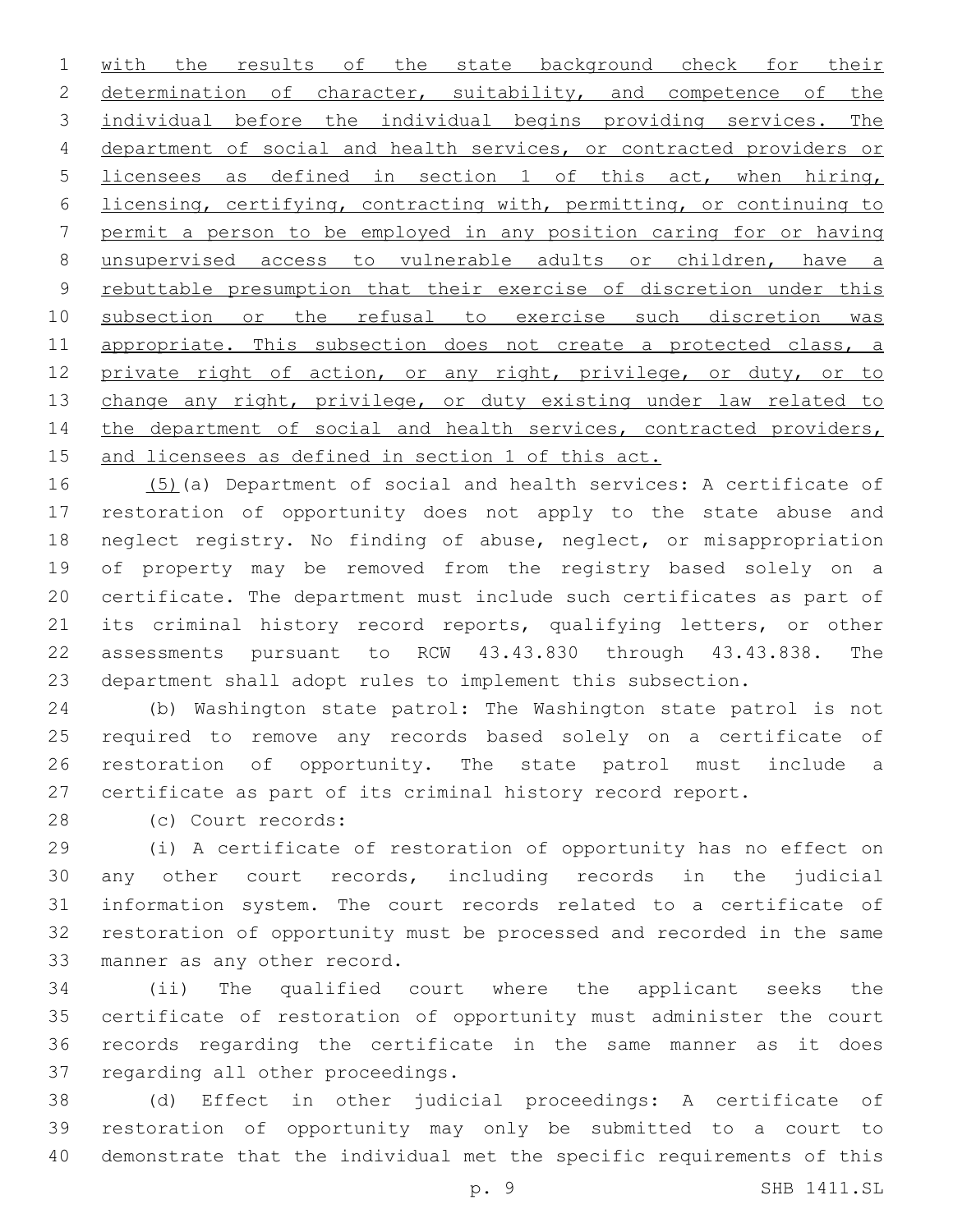with the results of the state background check for their determination of character, suitability, and competence of the individual before the individual begins providing services. The department of social and health services, or contracted providers or licensees as defined in section 1 of this act, when hiring, licensing, certifying, contracting with, permitting, or continuing to permit a person to be employed in any position caring for or having unsupervised access to vulnerable adults or children, have a rebuttable presumption that their exercise of discretion under this subsection or the refusal to exercise such discretion was appropriate. This subsection does not create a protected class, a private right of action, or any right, privilege, or duty, or to change any right, privilege, or duty existing under law related to the department of social and health services, contracted providers, and licensees as defined in section 1 of this act.

(5)(a) Department of social and health services: A certificate of restoration of opportunity does not apply to the state abuse and neglect registry. No finding of abuse, neglect, or misappropriation of property may be removed from the registry based solely on a certificate. The department must include such certificates as part of its criminal history record reports, qualifying letters, or other assessments pursuant to RCW 43.43.830 through 43.43.838. The department shall adopt rules to implement this subsection.

(b) Washington state patrol: The Washington state patrol is not required to remove any records based solely on a certificate of restoration of opportunity. The state patrol must include a certificate as part of its criminal history record report.

(c) Court records:

(i) A certificate of restoration of opportunity has no effect on any other court records, including records in the judicial information system. The court records related to a certificate of restoration of opportunity must be processed and recorded in the same manner as any other record.

(ii) The qualified court where the applicant seeks the certificate of restoration of opportunity must administer the court records regarding the certificate in the same manner as it does regarding all other proceedings.

(d) Effect in other judicial proceedings: A certificate of restoration of opportunity may only be submitted to a court to demonstrate that the individual met the specific requirements of this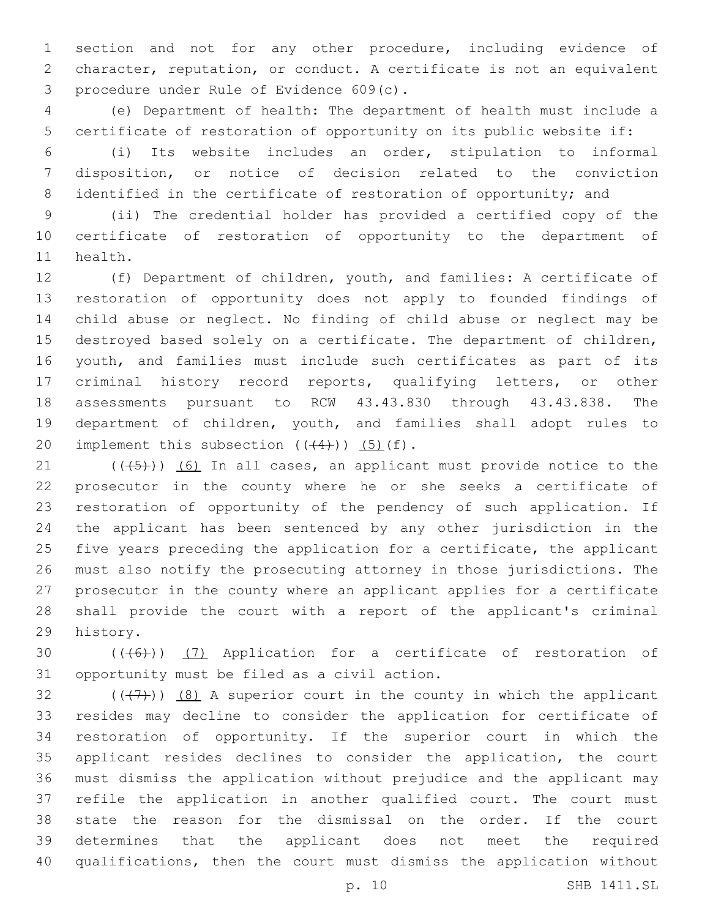section and not for any other procedure, including evidence of character, reputation, or conduct. A certificate is not an equivalent procedure under Rule of Evidence 609(c).

(e) Department of health: The department of health must include a certificate of restoration of opportunity on its public website if:

(i) Its website includes an order, stipulation to informal disposition, or notice of decision related to the conviction identified in the certificate of restoration of opportunity; and

(ii) The credential holder has provided a certified copy of the certificate of restoration of opportunity to the department of health.

(f) Department of children, youth, and families: A certificate of restoration of opportunity does not apply to founded findings of child abuse or neglect. No finding of child abuse or neglect may be destroyed based solely on a certificate. The department of children, youth, and families must include such certificates as part of its criminal history record reports, qualifying letters, or other assessments pursuant to RCW 43.43.830 through 43.43.838. The department of children, youth, and families shall adopt rules to implement this subsection ((~~(4)~~)) <u>(5)</u>(f).

((~~(5)~~)) <u>(6)</u> In all cases, an applicant must provide notice to the prosecutor in the county where he or she seeks a certificate of restoration of opportunity of the pendency of such application. If the applicant has been sentenced by any other jurisdiction in the five years preceding the application for a certificate, the applicant must also notify the prosecuting attorney in those jurisdictions. The prosecutor in the county where an applicant applies for a certificate shall provide the court with a report of the applicant's criminal history.

((~~(6)~~)) <u>(7)</u> Application for a certificate of restoration of opportunity must be filed as a civil action.

((~~(7)~~)) <u>(8)</u> A superior court in the county in which the applicant resides may decline to consider the application for certificate of restoration of opportunity. If the superior court in which the applicant resides declines to consider the application, the court must dismiss the application without prejudice and the applicant may refile the application in another qualified court. The court must state the reason for the dismissal on the order. If the court determines that the applicant does not meet the required qualifications, then the court must dismiss the application without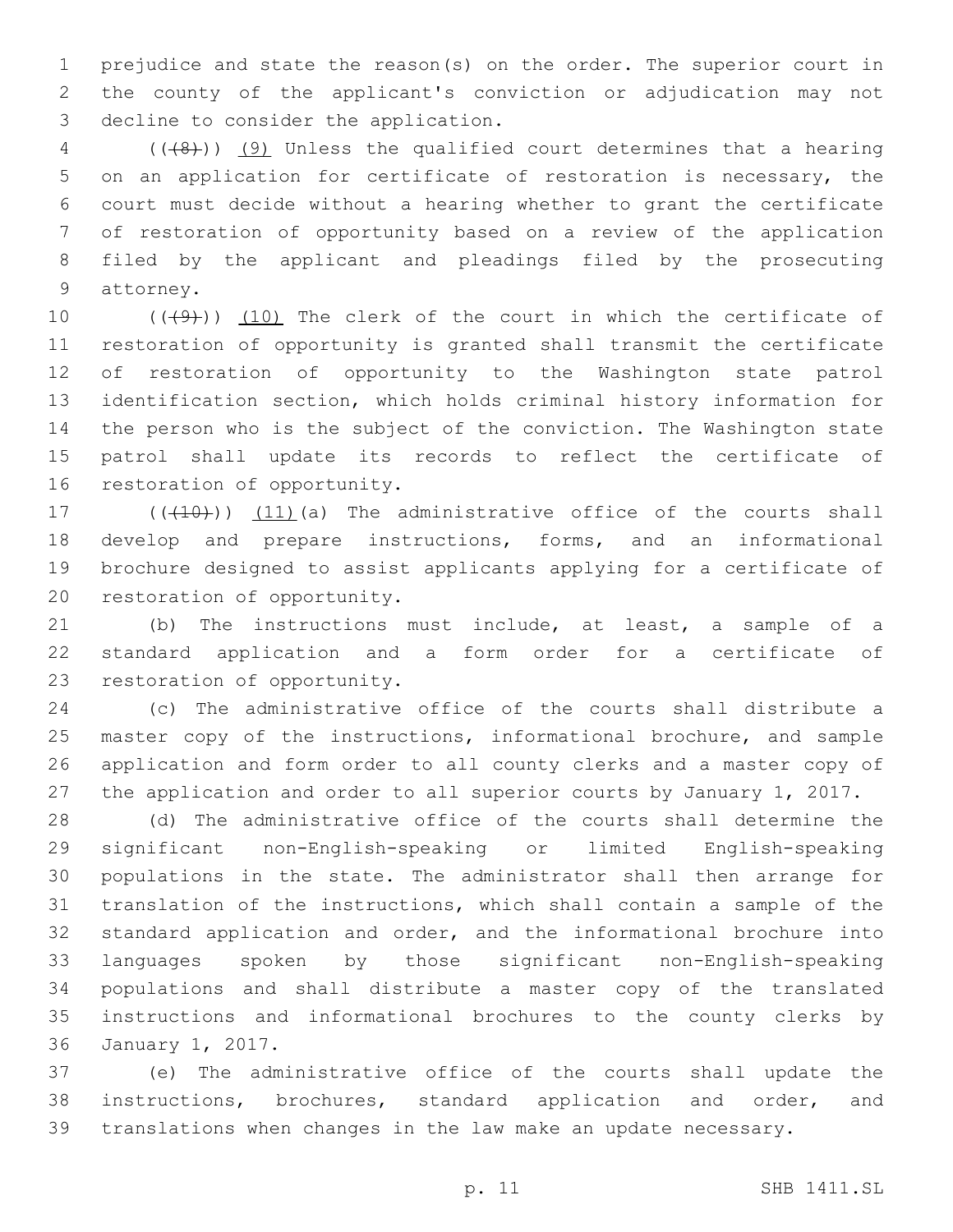prejudice and state the reason(s) on the order. The superior court in the county of the applicant's conviction or adjudication may not decline to consider the application.

((~~(8)~~)) <u>(9)</u> Unless the qualified court determines that a hearing on an application for certificate of restoration is necessary, the court must decide without a hearing whether to grant the certificate of restoration of opportunity based on a review of the application filed by the applicant and pleadings filed by the prosecuting attorney.

((~~(9)~~)) <u>(10)</u> The clerk of the court in which the certificate of restoration of opportunity is granted shall transmit the certificate of restoration of opportunity to the Washington state patrol identification section, which holds criminal history information for the person who is the subject of the conviction. The Washington state patrol shall update its records to reflect the certificate of restoration of opportunity.

((~~(10)~~)) <u>(11)</u>(a) The administrative office of the courts shall develop and prepare instructions, forms, and an informational brochure designed to assist applicants applying for a certificate of restoration of opportunity.

(b) The instructions must include, at least, a sample of a standard application and a form order for a certificate of restoration of opportunity.

(c) The administrative office of the courts shall distribute a master copy of the instructions, informational brochure, and sample application and form order to all county clerks and a master copy of the application and order to all superior courts by January 1, 2017.

(d) The administrative office of the courts shall determine the significant non-English-speaking or limited English-speaking populations in the state. The administrator shall then arrange for translation of the instructions, which shall contain a sample of the standard application and order, and the informational brochure into languages spoken by those significant non-English-speaking populations and shall distribute a master copy of the translated instructions and informational brochures to the county clerks by January 1, 2017.

(e) The administrative office of the courts shall update the instructions, brochures, standard application and order, and translations when changes in the law make an update necessary.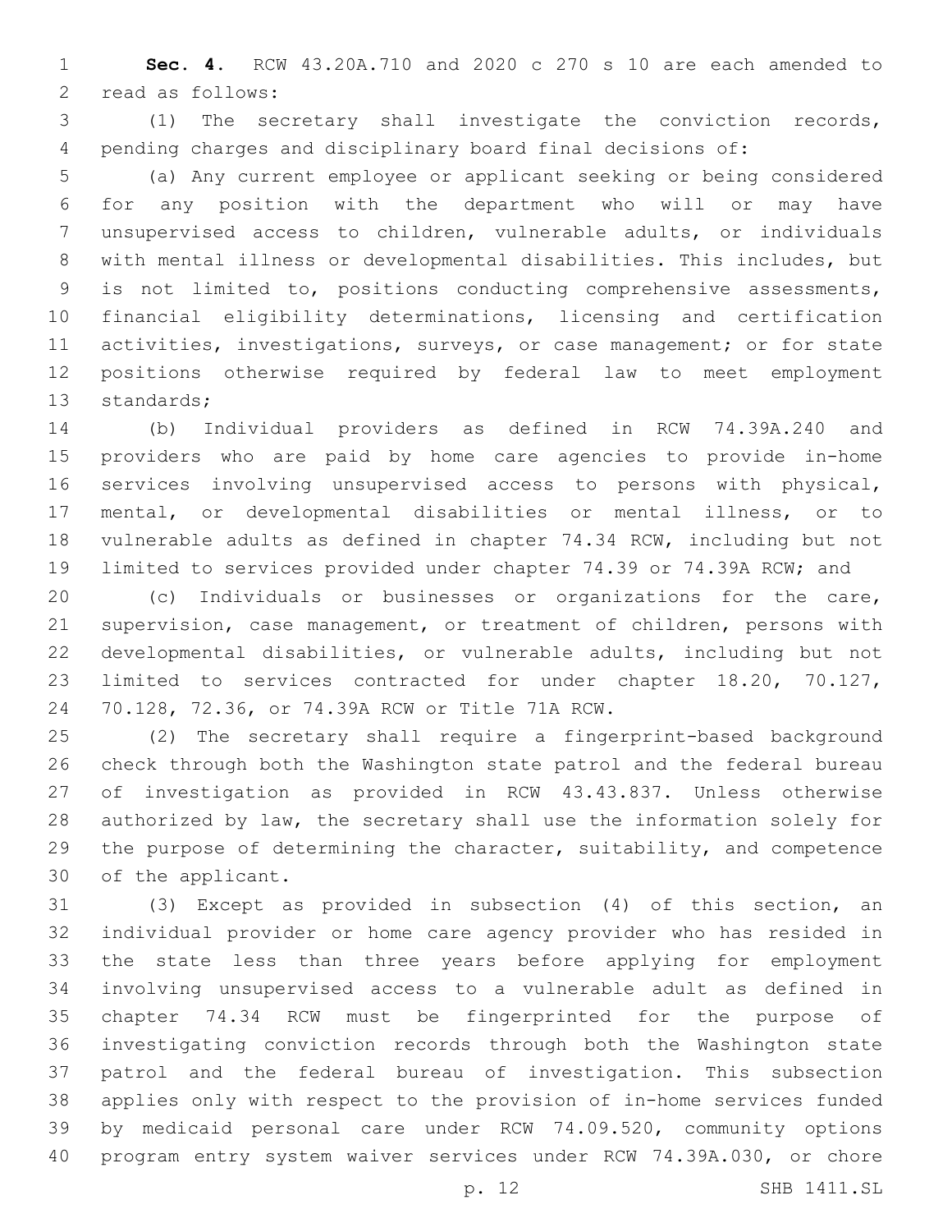**Sec. 4.** RCW 43.20A.710 and 2020 c 270 s 10 are each amended to read as follows:

(1) The secretary shall investigate the conviction records, pending charges and disciplinary board final decisions of:

(a) Any current employee or applicant seeking or being considered for any position with the department who will or may have unsupervised access to children, vulnerable adults, or individuals with mental illness or developmental disabilities. This includes, but is not limited to, positions conducting comprehensive assessments, financial eligibility determinations, licensing and certification activities, investigations, surveys, or case management; or for state positions otherwise required by federal law to meet employment standards;

(b) Individual providers as defined in RCW 74.39A.240 and providers who are paid by home care agencies to provide in-home services involving unsupervised access to persons with physical, mental, or developmental disabilities or mental illness, or to vulnerable adults as defined in chapter 74.34 RCW, including but not limited to services provided under chapter 74.39 or 74.39A RCW; and

(c) Individuals or businesses or organizations for the care, supervision, case management, or treatment of children, persons with developmental disabilities, or vulnerable adults, including but not limited to services contracted for under chapter 18.20, 70.127, 70.128, 72.36, or 74.39A RCW or Title 71A RCW.

(2) The secretary shall require a fingerprint-based background check through both the Washington state patrol and the federal bureau of investigation as provided in RCW 43.43.837. Unless otherwise authorized by law, the secretary shall use the information solely for the purpose of determining the character, suitability, and competence of the applicant.

(3) Except as provided in subsection (4) of this section, an individual provider or home care agency provider who has resided in the state less than three years before applying for employment involving unsupervised access to a vulnerable adult as defined in chapter 74.34 RCW must be fingerprinted for the purpose of investigating conviction records through both the Washington state patrol and the federal bureau of investigation. This subsection applies only with respect to the provision of in-home services funded by medicaid personal care under RCW 74.09.520, community options program entry system waiver services under RCW 74.39A.030, or chore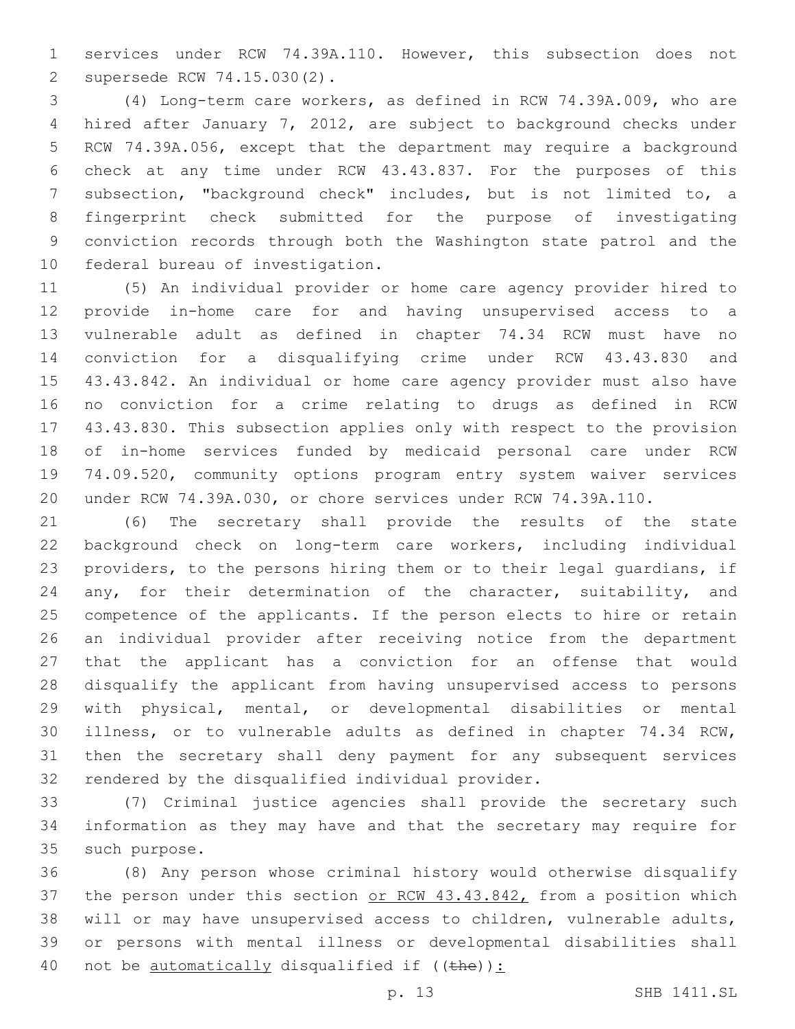services under RCW 74.39A.110. However, this subsection does not supersede RCW 74.15.030(2).

(4) Long-term care workers, as defined in RCW 74.39A.009, who are hired after January 7, 2012, are subject to background checks under RCW 74.39A.056, except that the department may require a background check at any time under RCW 43.43.837. For the purposes of this subsection, "background check" includes, but is not limited to, a fingerprint check submitted for the purpose of investigating conviction records through both the Washington state patrol and the federal bureau of investigation.

(5) An individual provider or home care agency provider hired to provide in-home care for and having unsupervised access to a vulnerable adult as defined in chapter 74.34 RCW must have no conviction for a disqualifying crime under RCW 43.43.830 and 43.43.842. An individual or home care agency provider must also have no conviction for a crime relating to drugs as defined in RCW 43.43.830. This subsection applies only with respect to the provision of in-home services funded by medicaid personal care under RCW 74.09.520, community options program entry system waiver services under RCW 74.39A.030, or chore services under RCW 74.39A.110.

(6) The secretary shall provide the results of the state background check on long-term care workers, including individual providers, to the persons hiring them or to their legal guardians, if any, for their determination of the character, suitability, and competence of the applicants. If the person elects to hire or retain an individual provider after receiving notice from the department that the applicant has a conviction for an offense that would disqualify the applicant from having unsupervised access to persons with physical, mental, or developmental disabilities or mental illness, or to vulnerable adults as defined in chapter 74.34 RCW, then the secretary shall deny payment for any subsequent services rendered by the disqualified individual provider.

(7) Criminal justice agencies shall provide the secretary such information as they may have and that the secretary may require for such purpose.

(8) Any person whose criminal history would otherwise disqualify the person under this section <u>or RCW 43.43.842,</u> from a position which will or may have unsupervised access to children, vulnerable adults, or persons with mental illness or developmental disabilities shall not be <u>automatically</u> disqualified if ((~~the~~))<u>:</u>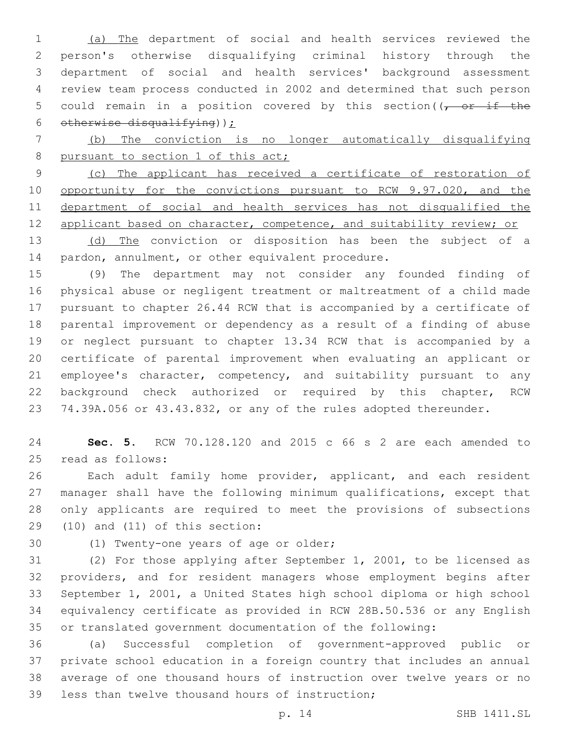(a) The department of social and health services reviewed the person's otherwise disqualifying criminal history through the department of social and health services' background assessment review team process conducted in 2002 and determined that such person could remain in a position covered by this section((, or if the otherwise disqualifying));

(b) The conviction is no longer automatically disqualifying pursuant to section 1 of this act;

(c) The applicant has received a certificate of restoration of opportunity for the convictions pursuant to RCW 9.97.020, and the department of social and health services has not disqualified the applicant based on character, competence, and suitability review; or

(d) The conviction or disposition has been the subject of a pardon, annulment, or other equivalent procedure.

(9) The department may not consider any founded finding of physical abuse or negligent treatment or maltreatment of a child made pursuant to chapter 26.44 RCW that is accompanied by a certificate of parental improvement or dependency as a result of a finding of abuse or neglect pursuant to chapter 13.34 RCW that is accompanied by a certificate of parental improvement when evaluating an applicant or employee's character, competency, and suitability pursuant to any background check authorized or required by this chapter, RCW 74.39A.056 or 43.43.832, or any of the rules adopted thereunder.

**Sec. 5.** RCW 70.128.120 and 2015 c 66 s 2 are each amended to read as follows:

Each adult family home provider, applicant, and each resident manager shall have the following minimum qualifications, except that only applicants are required to meet the provisions of subsections (10) and (11) of this section:

(1) Twenty-one years of age or older;

(2) For those applying after September 1, 2001, to be licensed as providers, and for resident managers whose employment begins after September 1, 2001, a United States high school diploma or high school equivalency certificate as provided in RCW 28B.50.536 or any English or translated government documentation of the following:

(a) Successful completion of government-approved public or private school education in a foreign country that includes an annual average of one thousand hours of instruction over twelve years or no less than twelve thousand hours of instruction;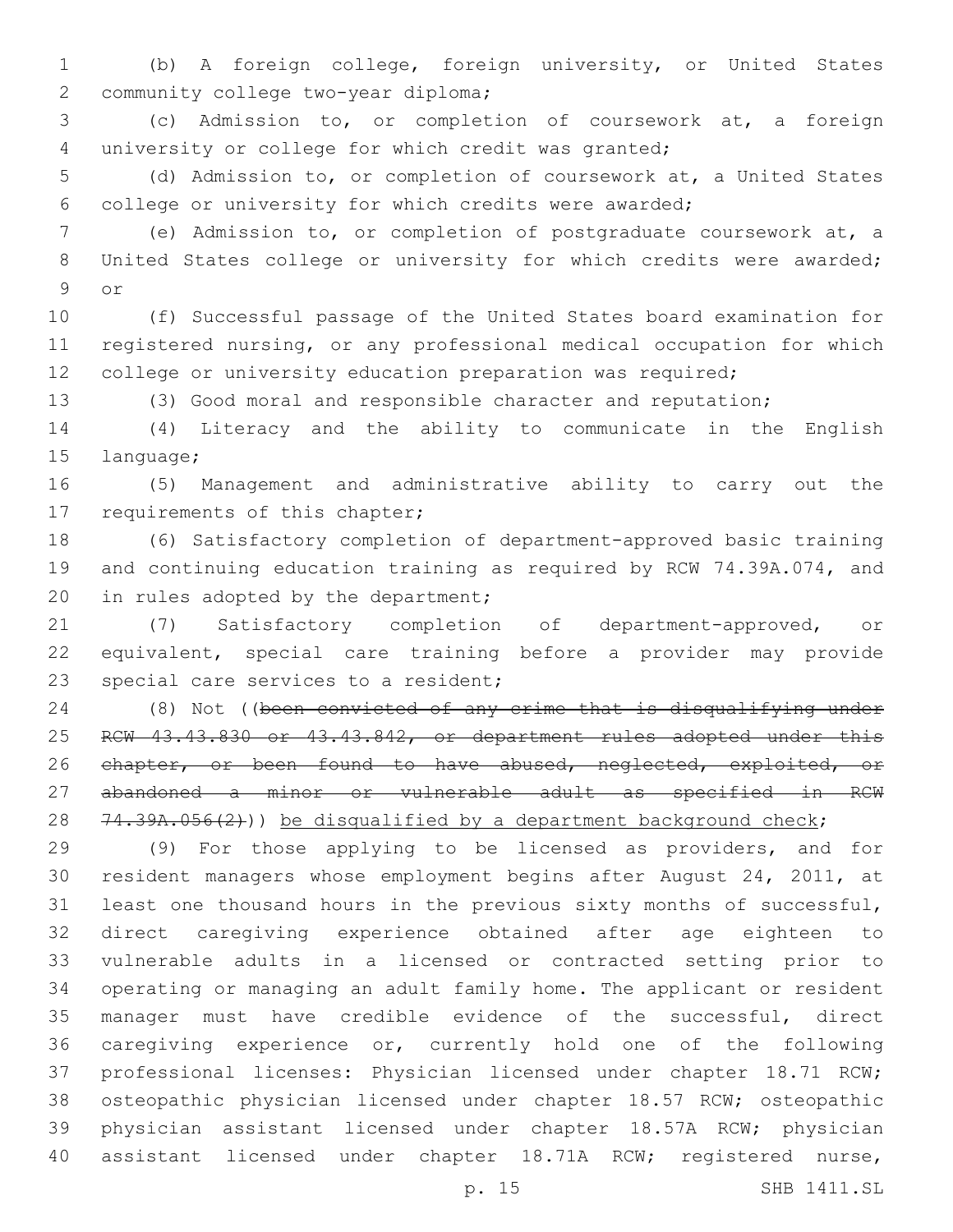(b) A foreign college, foreign university, or United States community college two-year diploma;

(c) Admission to, or completion of coursework at, a foreign university or college for which credit was granted;

(d) Admission to, or completion of coursework at, a United States college or university for which credits were awarded;

(e) Admission to, or completion of postgraduate coursework at, a United States college or university for which credits were awarded; or

(f) Successful passage of the United States board examination for registered nursing, or any professional medical occupation for which college or university education preparation was required;

(3) Good moral and responsible character and reputation;

(4) Literacy and the ability to communicate in the English language;

(5) Management and administrative ability to carry out the requirements of this chapter;

(6) Satisfactory completion of department-approved basic training and continuing education training as required by RCW 74.39A.074, and in rules adopted by the department;

(7) Satisfactory completion of department-approved, or equivalent, special care training before a provider may provide special care services to a resident;

(8) Not ((~~been convicted of any crime that is disqualifying under RCW 43.43.830 or 43.43.842, or department rules adopted under this chapter, or been found to have abused, neglected, exploited, or abandoned a minor or vulnerable adult as specified in RCW 74.39A.056(2)~~)) <u>be disqualified by a department background check</u>;

(9) For those applying to be licensed as providers, and for resident managers whose employment begins after August 24, 2011, at least one thousand hours in the previous sixty months of successful, direct caregiving experience obtained after age eighteen to vulnerable adults in a licensed or contracted setting prior to operating or managing an adult family home. The applicant or resident manager must have credible evidence of the successful, direct caregiving experience or, currently hold one of the following professional licenses: Physician licensed under chapter 18.71 RCW; osteopathic physician licensed under chapter 18.57 RCW; osteopathic physician assistant licensed under chapter 18.57A RCW; physician assistant licensed under chapter 18.71A RCW; registered nurse,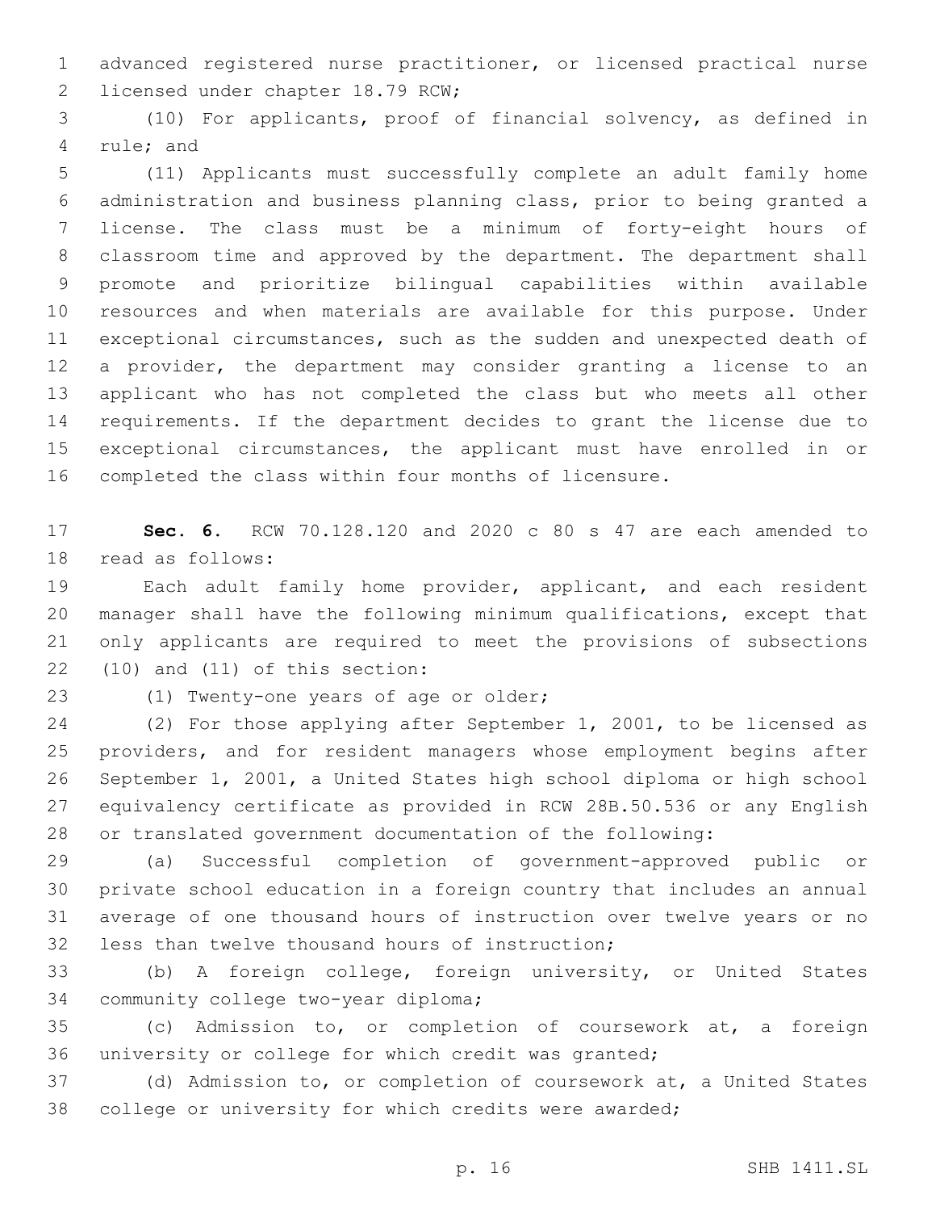advanced registered nurse practitioner, or licensed practical nurse licensed under chapter 18.79 RCW;

(10) For applicants, proof of financial solvency, as defined in rule; and

(11) Applicants must successfully complete an adult family home administration and business planning class, prior to being granted a license. The class must be a minimum of forty-eight hours of classroom time and approved by the department. The department shall promote and prioritize bilingual capabilities within available resources and when materials are available for this purpose. Under exceptional circumstances, such as the sudden and unexpected death of a provider, the department may consider granting a license to an applicant who has not completed the class but who meets all other requirements. If the department decides to grant the license due to exceptional circumstances, the applicant must have enrolled in or completed the class within four months of licensure.

**Sec. 6.** RCW 70.128.120 and 2020 c 80 s 47 are each amended to read as follows:

Each adult family home provider, applicant, and each resident manager shall have the following minimum qualifications, except that only applicants are required to meet the provisions of subsections (10) and (11) of this section:

(1) Twenty-one years of age or older;

(2) For those applying after September 1, 2001, to be licensed as providers, and for resident managers whose employment begins after September 1, 2001, a United States high school diploma or high school equivalency certificate as provided in RCW 28B.50.536 or any English or translated government documentation of the following:

(a) Successful completion of government-approved public or private school education in a foreign country that includes an annual average of one thousand hours of instruction over twelve years or no less than twelve thousand hours of instruction;

(b) A foreign college, foreign university, or United States community college two-year diploma;

(c) Admission to, or completion of coursework at, a foreign university or college for which credit was granted;

(d) Admission to, or completion of coursework at, a United States college or university for which credits were awarded;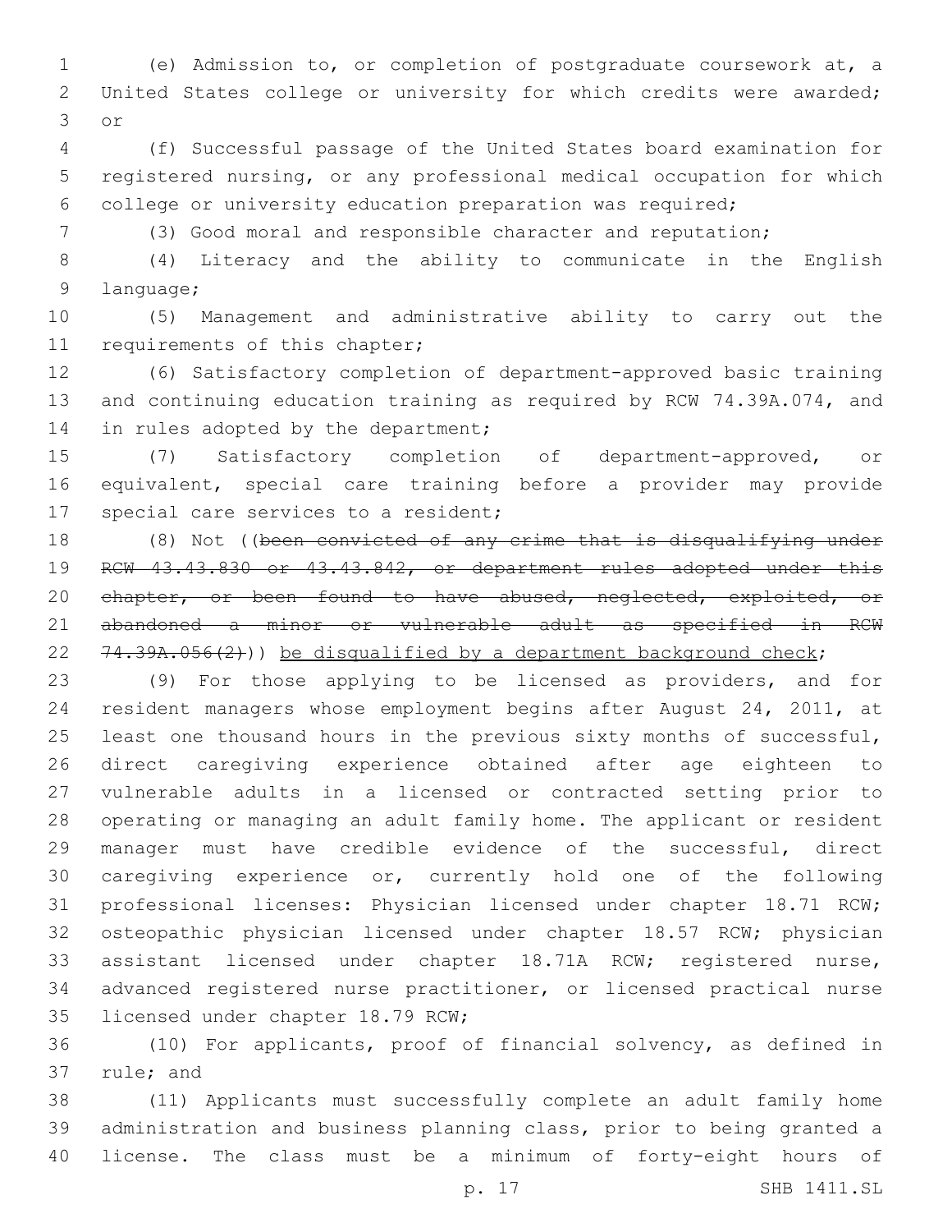(e) Admission to, or completion of postgraduate coursework at, a United States college or university for which credits were awarded; or

(f) Successful passage of the United States board examination for registered nursing, or any professional medical occupation for which college or university education preparation was required;

(3) Good moral and responsible character and reputation;

(4) Literacy and the ability to communicate in the English language;

(5) Management and administrative ability to carry out the requirements of this chapter;

(6) Satisfactory completion of department-approved basic training and continuing education training as required by RCW 74.39A.074, and in rules adopted by the department;

(7) Satisfactory completion of department-approved, or equivalent, special care training before a provider may provide special care services to a resident;

(8) Not ((~~been convicted of any crime that is disqualifying under RCW 43.43.830 or 43.43.842, or department rules adopted under this chapter, or been found to have abused, neglected, exploited, or abandoned a minor or vulnerable adult as specified in RCW 74.39A.056(2)~~)) <u>be disqualified by a department background check</u>;

(9) For those applying to be licensed as providers, and for resident managers whose employment begins after August 24, 2011, at least one thousand hours in the previous sixty months of successful, direct caregiving experience obtained after age eighteen to vulnerable adults in a licensed or contracted setting prior to operating or managing an adult family home. The applicant or resident manager must have credible evidence of the successful, direct caregiving experience or, currently hold one of the following professional licenses: Physician licensed under chapter 18.71 RCW; osteopathic physician licensed under chapter 18.57 RCW; physician assistant licensed under chapter 18.71A RCW; registered nurse, advanced registered nurse practitioner, or licensed practical nurse licensed under chapter 18.79 RCW;

(10) For applicants, proof of financial solvency, as defined in rule; and

(11) Applicants must successfully complete an adult family home administration and business planning class, prior to being granted a license. The class must be a minimum of forty-eight hours of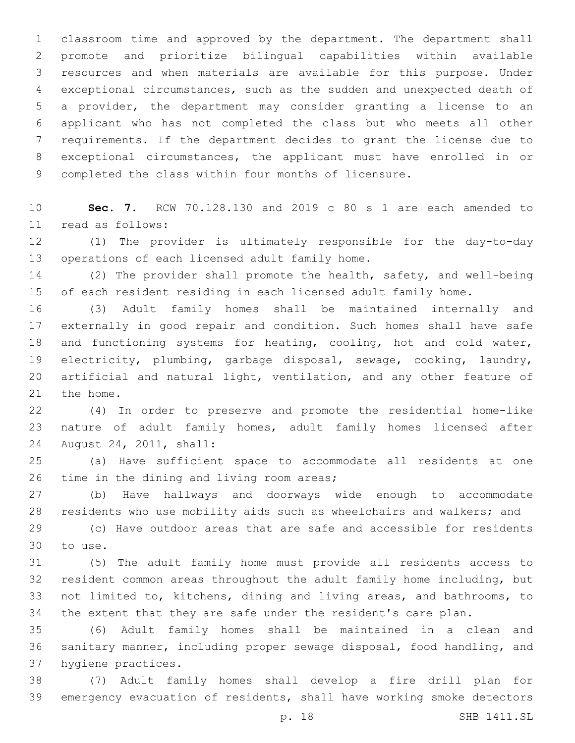classroom time and approved by the department. The department shall promote and prioritize bilingual capabilities within available resources and when materials are available for this purpose. Under exceptional circumstances, such as the sudden and unexpected death of a provider, the department may consider granting a license to an applicant who has not completed the class but who meets all other requirements. If the department decides to grant the license due to exceptional circumstances, the applicant must have enrolled in or completed the class within four months of licensure.

**Sec. 7.** RCW 70.128.130 and 2019 c 80 s 1 are each amended to read as follows:

(1) The provider is ultimately responsible for the day-to-day operations of each licensed adult family home.

(2) The provider shall promote the health, safety, and well-being of each resident residing in each licensed adult family home.

(3) Adult family homes shall be maintained internally and externally in good repair and condition. Such homes shall have safe and functioning systems for heating, cooling, hot and cold water, electricity, plumbing, garbage disposal, sewage, cooking, laundry, artificial and natural light, ventilation, and any other feature of the home.

(4) In order to preserve and promote the residential home-like nature of adult family homes, adult family homes licensed after August 24, 2011, shall:

(a) Have sufficient space to accommodate all residents at one time in the dining and living room areas;

(b) Have hallways and doorways wide enough to accommodate residents who use mobility aids such as wheelchairs and walkers; and

(c) Have outdoor areas that are safe and accessible for residents to use.

(5) The adult family home must provide all residents access to resident common areas throughout the adult family home including, but not limited to, kitchens, dining and living areas, and bathrooms, to the extent that they are safe under the resident's care plan.

(6) Adult family homes shall be maintained in a clean and sanitary manner, including proper sewage disposal, food handling, and hygiene practices.

(7) Adult family homes shall develop a fire drill plan for emergency evacuation of residents, shall have working smoke detectors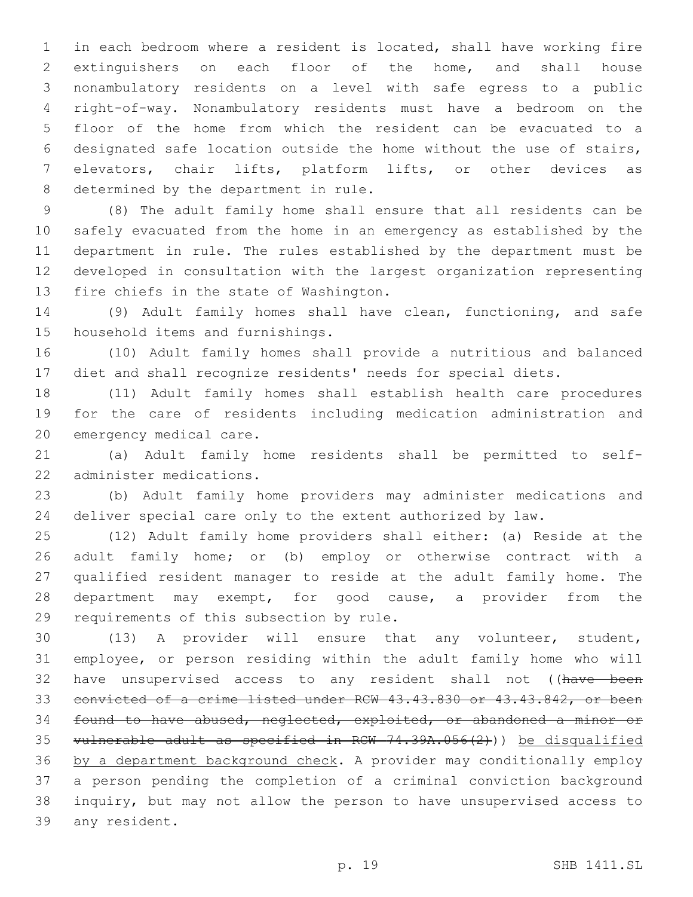in each bedroom where a resident is located, shall have working fire extinguishers on each floor of the home, and shall house nonambulatory residents on a level with safe egress to a public right-of-way. Nonambulatory residents must have a bedroom on the floor of the home from which the resident can be evacuated to a designated safe location outside the home without the use of stairs, elevators, chair lifts, platform lifts, or other devices as determined by the department in rule.

(8) The adult family home shall ensure that all residents can be safely evacuated from the home in an emergency as established by the department in rule. The rules established by the department must be developed in consultation with the largest organization representing fire chiefs in the state of Washington.

(9) Adult family homes shall have clean, functioning, and safe household items and furnishings.

(10) Adult family homes shall provide a nutritious and balanced diet and shall recognize residents' needs for special diets.

(11) Adult family homes shall establish health care procedures for the care of residents including medication administration and emergency medical care.

(a) Adult family home residents shall be permitted to self-administer medications.

(b) Adult family home providers may administer medications and deliver special care only to the extent authorized by law.

(12) Adult family home providers shall either: (a) Reside at the adult family home; or (b) employ or otherwise contract with a qualified resident manager to reside at the adult family home. The department may exempt, for good cause, a provider from the requirements of this subsection by rule.

(13) A provider will ensure that any volunteer, student, employee, or person residing within the adult family home who will have unsupervised access to any resident shall not ((~~have been convicted of a crime listed under RCW 43.43.830 or 43.43.842, or been found to have abused, neglected, exploited, or abandoned a minor or vulnerable adult as specified in RCW 74.39A.056(2)~~)) <u>be disqualified by a department background check</u>. A provider may conditionally employ a person pending the completion of a criminal conviction background inquiry, but may not allow the person to have unsupervised access to any resident.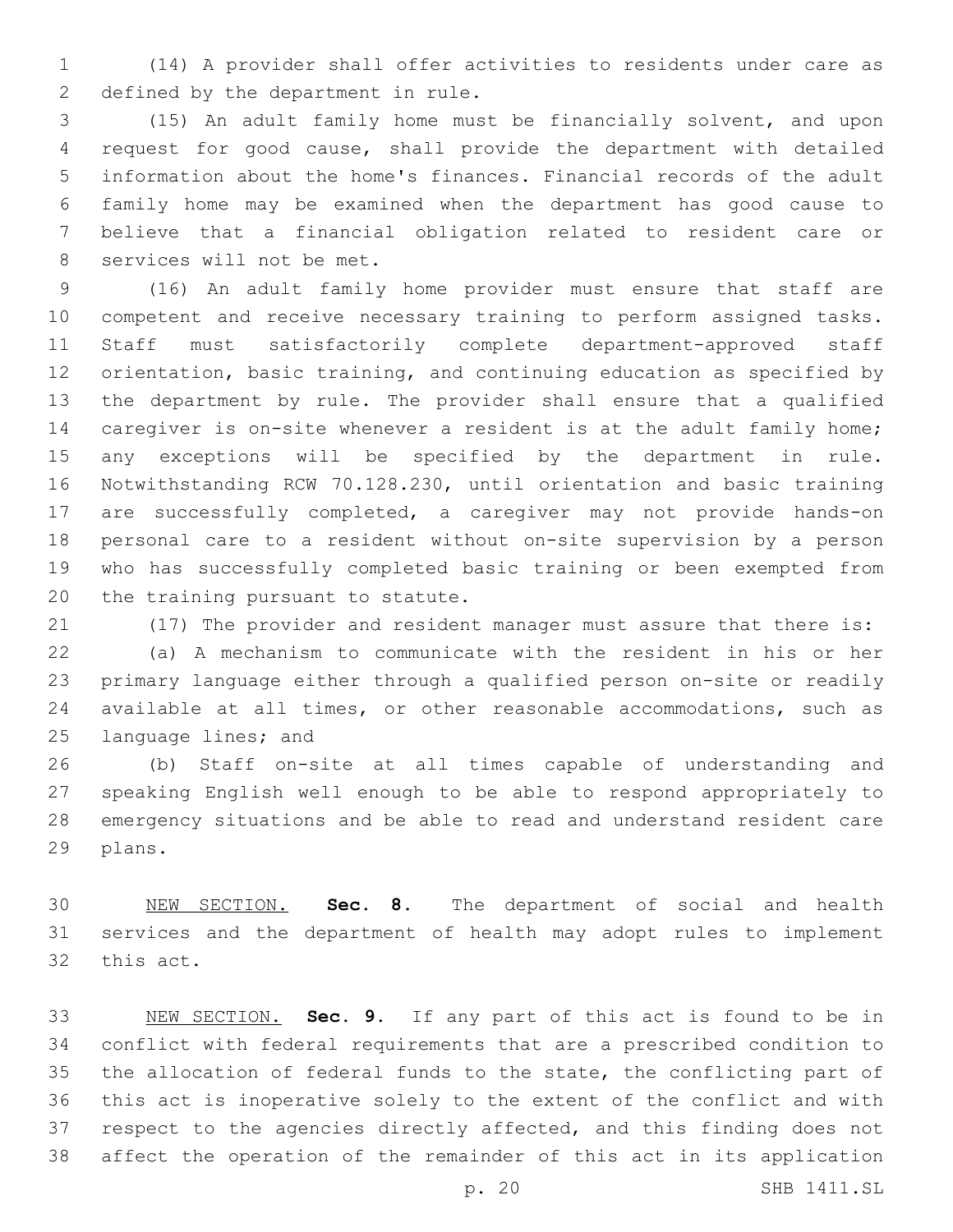(14) A provider shall offer activities to residents under care as defined by the department in rule.

(15) An adult family home must be financially solvent, and upon request for good cause, shall provide the department with detailed information about the home's finances. Financial records of the adult family home may be examined when the department has good cause to believe that a financial obligation related to resident care or services will not be met.

(16) An adult family home provider must ensure that staff are competent and receive necessary training to perform assigned tasks. Staff must satisfactorily complete department-approved staff orientation, basic training, and continuing education as specified by the department by rule. The provider shall ensure that a qualified caregiver is on-site whenever a resident is at the adult family home; any exceptions will be specified by the department in rule. Notwithstanding RCW 70.128.230, until orientation and basic training are successfully completed, a caregiver may not provide hands-on personal care to a resident without on-site supervision by a person who has successfully completed basic training or been exempted from the training pursuant to statute.

(17) The provider and resident manager must assure that there is:

(a) A mechanism to communicate with the resident in his or her primary language either through a qualified person on-site or readily available at all times, or other reasonable accommodations, such as language lines; and

(b) Staff on-site at all times capable of understanding and speaking English well enough to be able to respond appropriately to emergency situations and be able to read and understand resident care plans.

NEW SECTION. **Sec. 8.** The department of social and health services and the department of health may adopt rules to implement this act.

NEW SECTION. **Sec. 9.** If any part of this act is found to be in conflict with federal requirements that are a prescribed condition to the allocation of federal funds to the state, the conflicting part of this act is inoperative solely to the extent of the conflict and with respect to the agencies directly affected, and this finding does not affect the operation of the remainder of this act in its application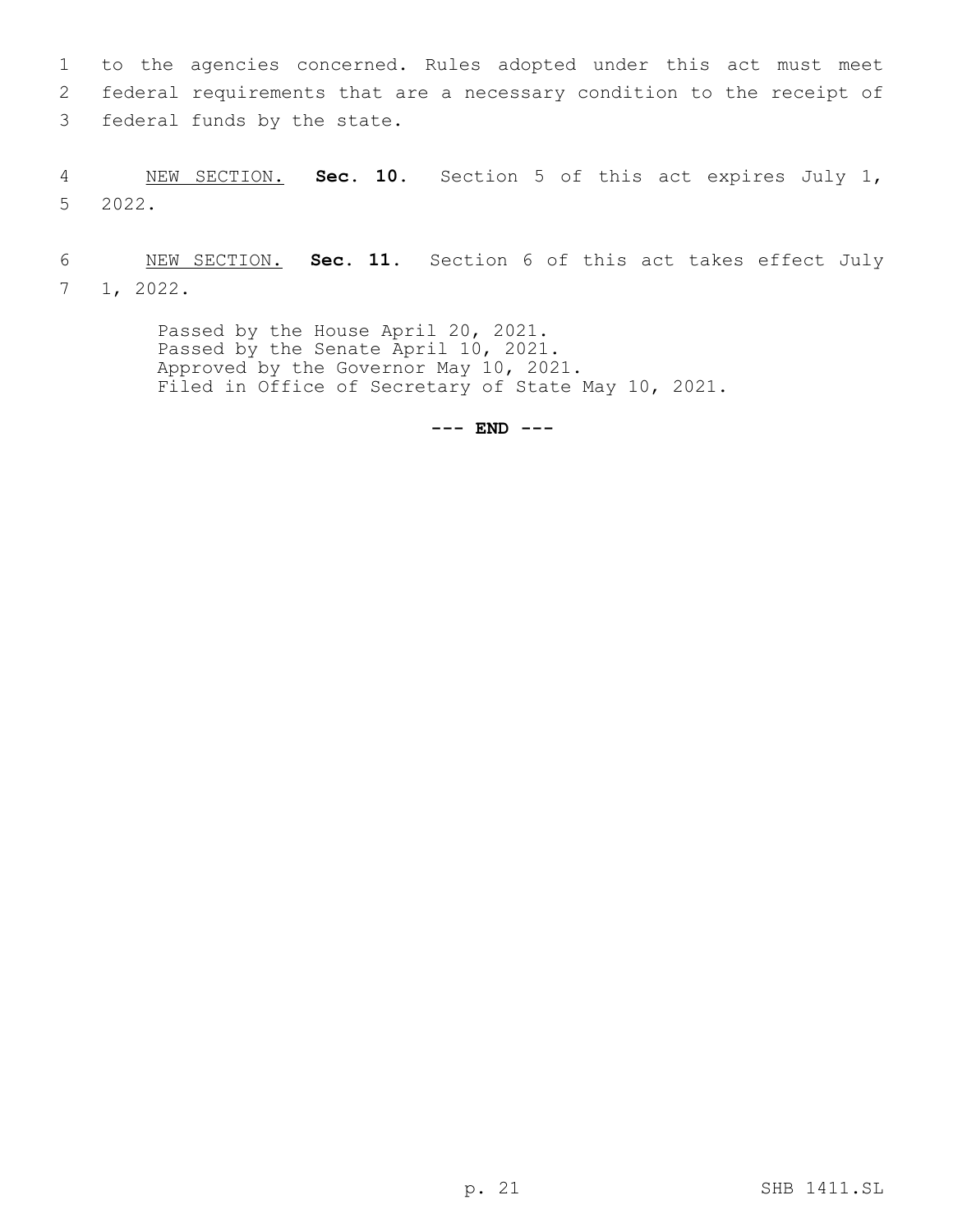to the agencies concerned. Rules adopted under this act must meet federal requirements that are a necessary condition to the receipt of federal funds by the state.

NEW SECTION. **Sec. 10.** Section 5 of this act expires July 1, 2022.

NEW SECTION. **Sec. 11.** Section 6 of this act takes effect July 1, 2022.

Passed by the House April 20, 2021.
Passed by the Senate April 10, 2021.
Approved by the Governor May 10, 2021.
Filed in Office of Secretary of State May 10, 2021.

**--- END ---**